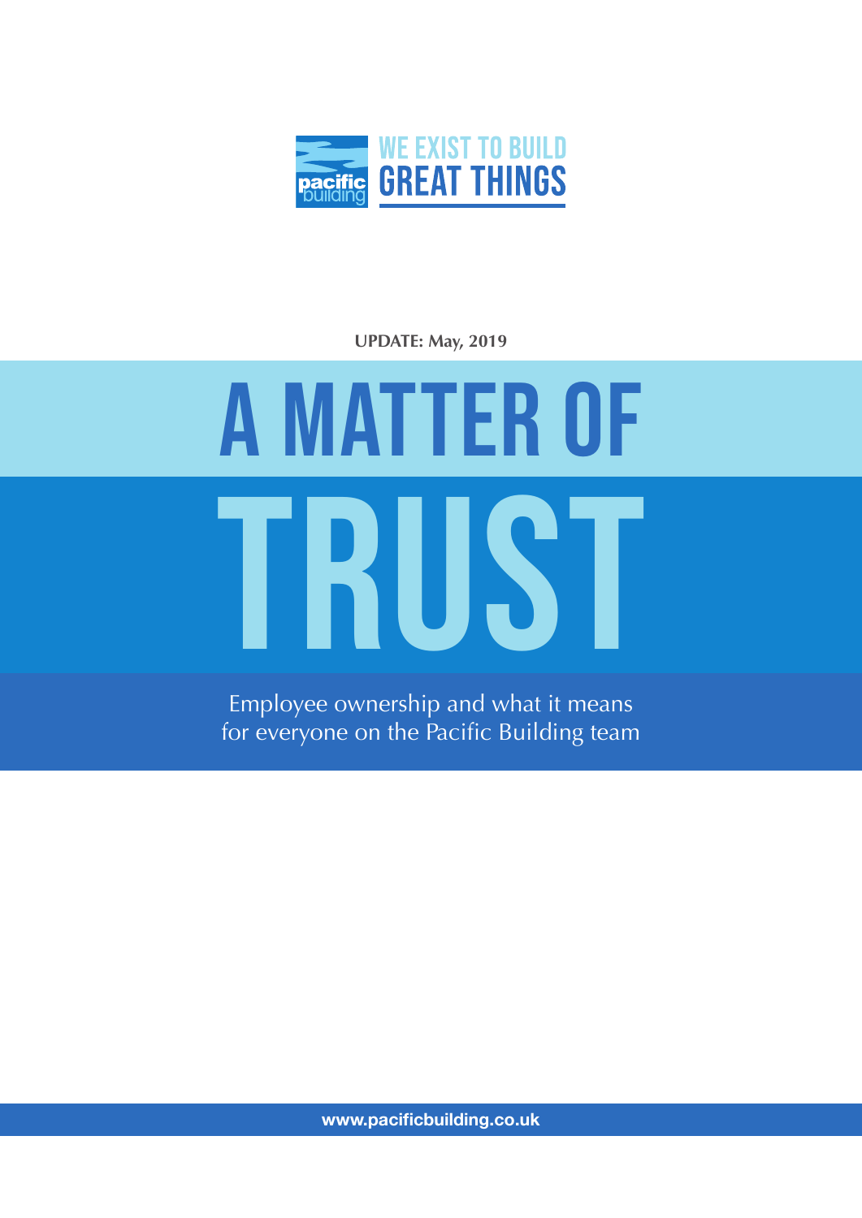WE EXIST TO BUILD
GREAT THINGS

**UPDATE: May, 2019**

# A MATTER OF TRUST

Employee ownership and what it means for everyone on the Pacific Building team

**www.pacificbuilding.co.uk**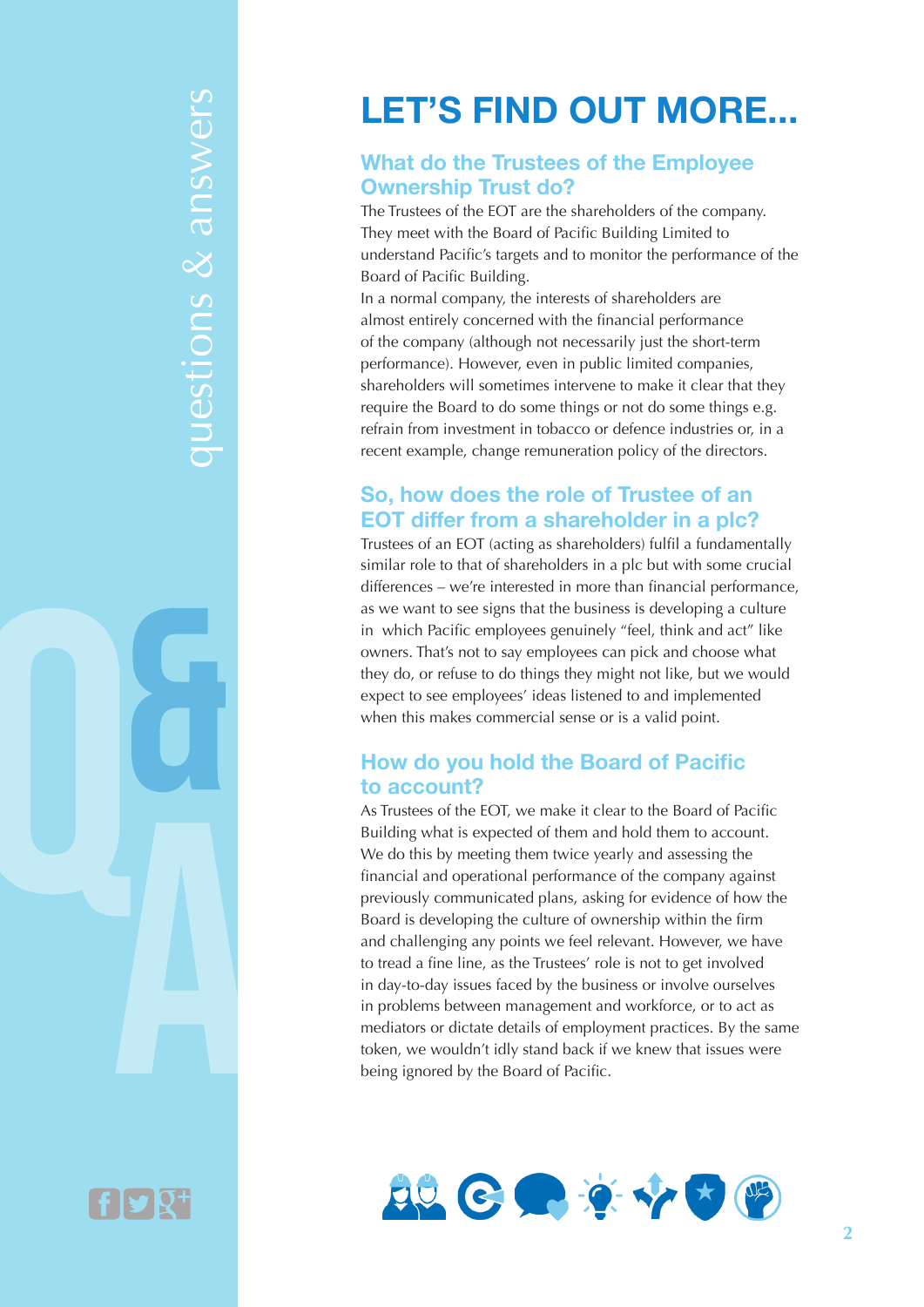# LET'S FIND OUT MORE...

## What do the Trustees of the Employee Ownership Trust do?

The Trustees of the EOT are the shareholders of the company. They meet with the Board of Pacific Building Limited to understand Pacific's targets and to monitor the performance of the Board of Pacific Building.

In a normal company, the interests of shareholders are almost entirely concerned with the financial performance of the company (although not necessarily just the short-term performance). However, even in public limited companies, shareholders will sometimes intervene to make it clear that they require the Board to do some things or not do some things e.g. refrain from investment in tobacco or defence industries or, in a recent example, change remuneration policy of the directors.

## So, how does the role of Trustee of an EOT differ from a shareholder in a plc?

Trustees of an EOT (acting as shareholders) fulfil a fundamentally similar role to that of shareholders in a plc but with some crucial differences – we're interested in more than financial performance, as we want to see signs that the business is developing a culture in which Pacific employees genuinely "feel, think and act" like owners. That's not to say employees can pick and choose what they do, or refuse to do things they might not like, but we would expect to see employees' ideas listened to and implemented when this makes commercial sense or is a valid point.

## How do you hold the Board of Pacific to account?

As Trustees of the EOT, we make it clear to the Board of Pacific Building what is expected of them and hold them to account. We do this by meeting them twice yearly and assessing the financial and operational performance of the company against previously communicated plans, asking for evidence of how the Board is developing the culture of ownership within the firm and challenging any points we feel relevant. However, we have to tread a fine line, as the Trustees' role is not to get involved in day-to-day issues faced by the business or involve ourselves in problems between management and workforce, or to act as mediators or dictate details of employment practices. By the same token, we wouldn't idly stand back if we knew that issues were being ignored by the Board of Pacific.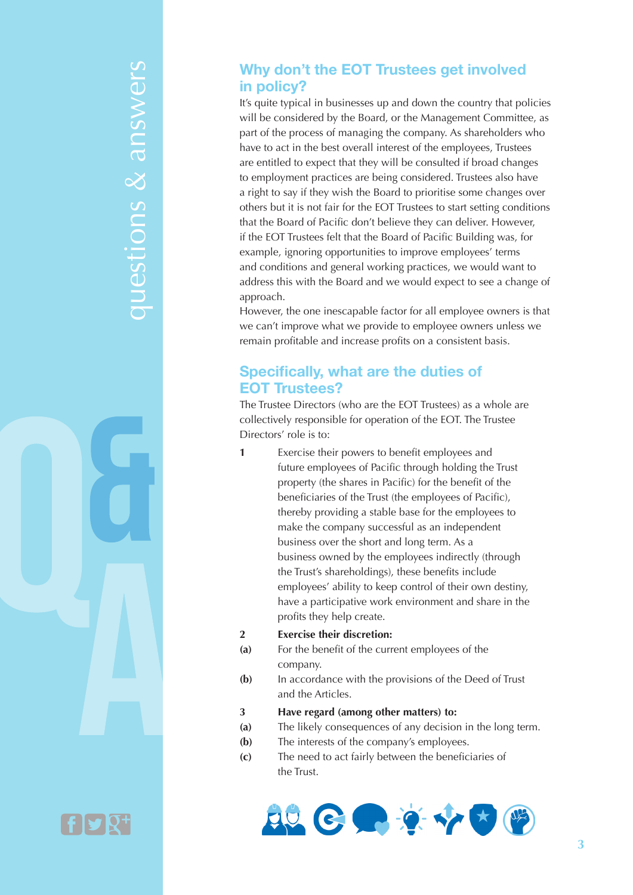## Why don't the EOT Trustees get involved in policy?

It's quite typical in businesses up and down the country that policies will be considered by the Board, or the Management Committee, as part of the process of managing the company. As shareholders who have to act in the best overall interest of the employees, Trustees are entitled to expect that they will be consulted if broad changes to employment practices are being considered. Trustees also have a right to say if they wish the Board to prioritise some changes over others but it is not fair for the EOT Trustees to start setting conditions that the Board of Pacific don't believe they can deliver. However, if the EOT Trustees felt that the Board of Pacific Building was, for example, ignoring opportunities to improve employees' terms and conditions and general working practices, we would want to address this with the Board and we would expect to see a change of approach.

However, the one inescapable factor for all employee owners is that we can't improve what we provide to employee owners unless we remain profitable and increase profits on a consistent basis.

## Specifically, what are the duties of EOT Trustees?

The Trustee Directors (who are the EOT Trustees) as a whole are collectively responsible for operation of the EOT. The Trustee Directors' role is to:

**1** Exercise their powers to benefit employees and future employees of Pacific through holding the Trust property (the shares in Pacific) for the benefit of the beneficiaries of the Trust (the employees of Pacific), thereby providing a stable base for the employees to make the company successful as an independent business over the short and long term. As a business owned by the employees indirectly (through the Trust's shareholdings), these benefits include employees' ability to keep control of their own destiny, have a participative work environment and share in the profits they help create.

**2** **Exercise their discretion:**

**(a)** For the benefit of the current employees of the company.

**(b)** In accordance with the provisions of the Deed of Trust and the Articles.

**3** **Have regard (among other matters) to:**

**(a)** The likely consequences of any decision in the long term.

**(b)** The interests of the company's employees.

**(c)** The need to act fairly between the beneficiaries of the Trust.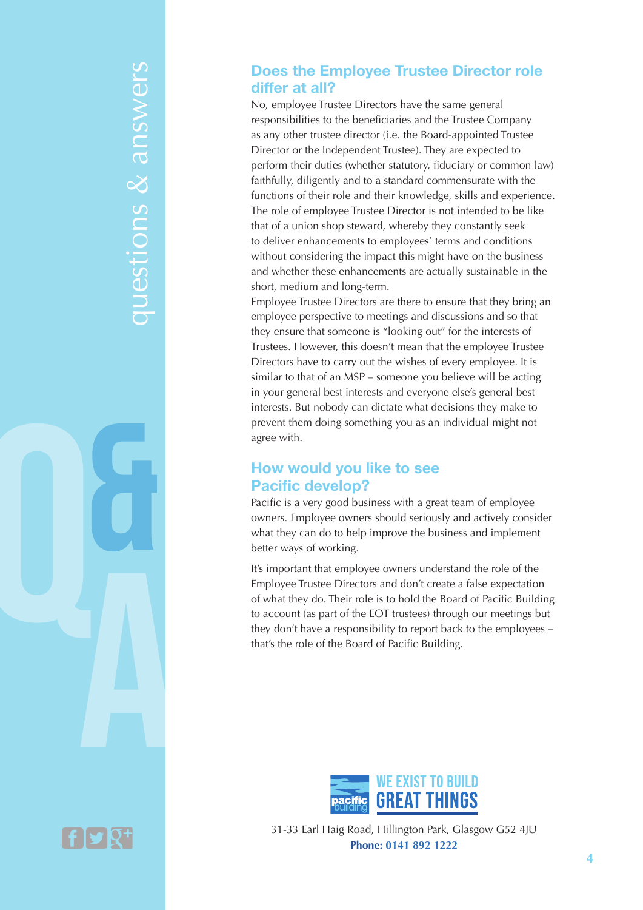## Does the Employee Trustee Director role differ at all?

No, employee Trustee Directors have the same general responsibilities to the beneficiaries and the Trustee Company as any other trustee director (i.e. the Board-appointed Trustee Director or the Independent Trustee). They are expected to perform their duties (whether statutory, fiduciary or common law) faithfully, diligently and to a standard commensurate with the functions of their role and their knowledge, skills and experience. The role of employee Trustee Director is not intended to be like that of a union shop steward, whereby they constantly seek to deliver enhancements to employees' terms and conditions without considering the impact this might have on the business and whether these enhancements are actually sustainable in the short, medium and long-term.

Employee Trustee Directors are there to ensure that they bring an employee perspective to meetings and discussions and so that they ensure that someone is "looking out" for the interests of Trustees. However, this doesn't mean that the employee Trustee Directors have to carry out the wishes of every employee. It is similar to that of an MSP – someone you believe will be acting in your general best interests and everyone else's general best interests. But nobody can dictate what decisions they make to prevent them doing something you as an individual might not agree with.

## How would you like to see Pacific develop?

Pacific is a very good business with a great team of employee owners. Employee owners should seriously and actively consider what they can do to help improve the business and implement better ways of working.

It's important that employee owners understand the role of the Employee Trustee Directors and don't create a false expectation of what they do. Their role is to hold the Board of Pacific Building to account (as part of the EOT trustees) through our meetings but they don't have a responsibility to report back to the employees – that's the role of the Board of Pacific Building.

WE EXIST TO BUILD GREAT THINGS

31-33 Earl Haig Road, Hillington Park, Glasgow G52 4JU

**Phone: 0141 892 1222**